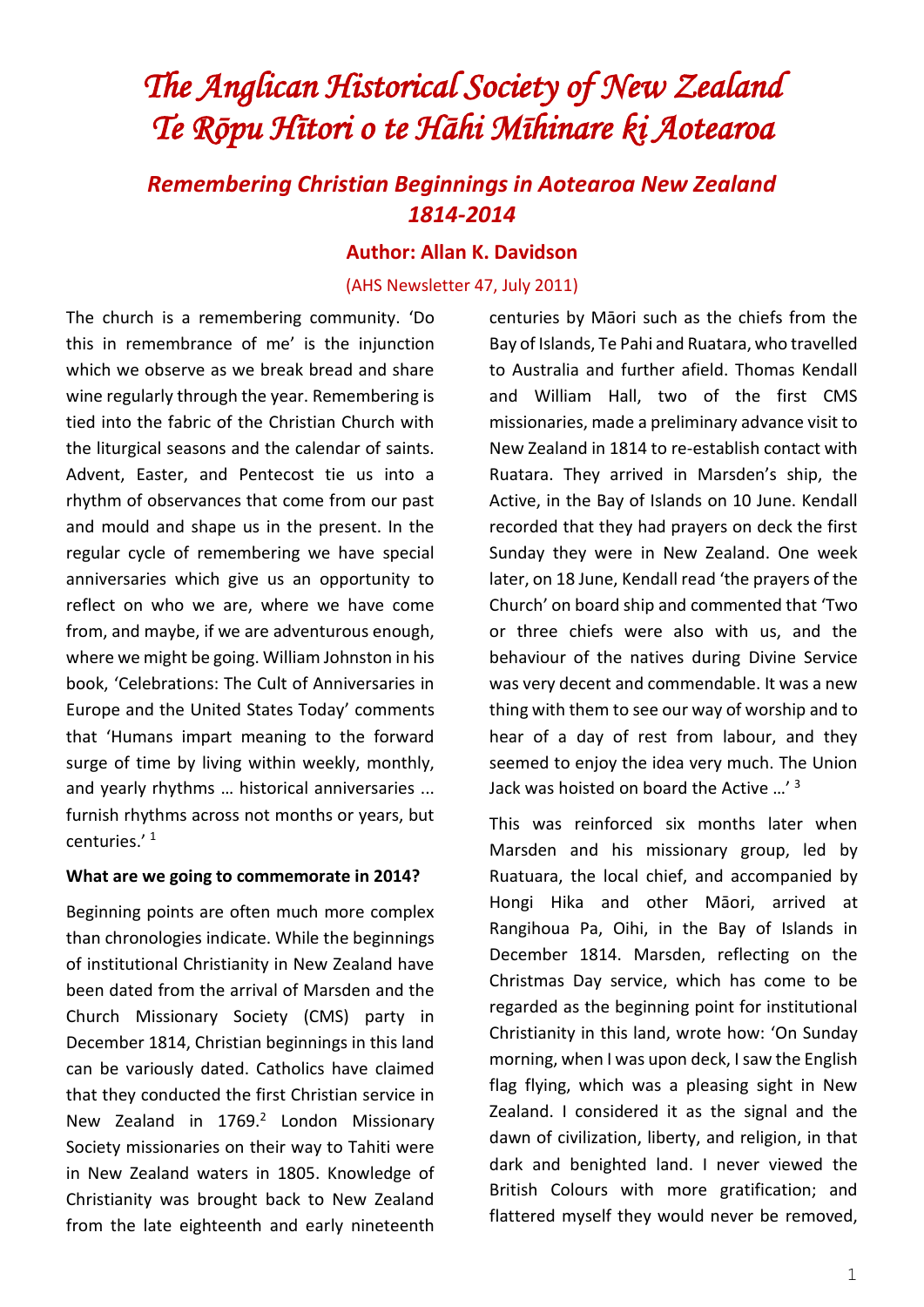# *The Anglican Historical Society of New Zealand*
# *Te Rōpu Hītori o te Hāhi Mīhinare ki Aotearoa*

## *Remembering Christian Beginnings in Aotearoa New Zealand 1814-2014*

### Author: Allan K. Davidson

(AHS Newsletter 47, July 2011)

The church is a remembering community. 'Do this in remembrance of me' is the injunction which we observe as we break bread and share wine regularly through the year. Remembering is tied into the fabric of the Christian Church with the liturgical seasons and the calendar of saints. Advent, Easter, and Pentecost tie us into a rhythm of observances that come from our past and mould and shape us in the present. In the regular cycle of remembering we have special anniversaries which give us an opportunity to reflect on who we are, where we have come from, and maybe, if we are adventurous enough, where we might be going. William Johnston in his book, 'Celebrations: The Cult of Anniversaries in Europe and the United States Today' comments that 'Humans impart meaning to the forward surge of time by living within weekly, monthly, and yearly rhythms … historical anniversaries ... furnish rhythms across not months or years, but centuries.' [1]

**What are we going to commemorate in 2014?**

Beginning points are often much more complex than chronologies indicate. While the beginnings of institutional Christianity in New Zealand have been dated from the arrival of Marsden and the Church Missionary Society (CMS) party in December 1814, Christian beginnings in this land can be variously dated. Catholics have claimed that they conducted the first Christian service in New Zealand in 1769.[2] London Missionary Society missionaries on their way to Tahiti were in New Zealand waters in 1805. Knowledge of Christianity was brought back to New Zealand from the late eighteenth and early nineteenth centuries by Māori such as the chiefs from the Bay of Islands, Te Pahi and Ruatara, who travelled to Australia and further afield. Thomas Kendall and William Hall, two of the first CMS missionaries, made a preliminary advance visit to New Zealand in 1814 to re-establish contact with Ruatara. They arrived in Marsden's ship, the Active, in the Bay of Islands on 10 June. Kendall recorded that they had prayers on deck the first Sunday they were in New Zealand. One week later, on 18 June, Kendall read 'the prayers of the Church' on board ship and commented that 'Two or three chiefs were also with us, and the behaviour of the natives during Divine Service was very decent and commendable. It was a new thing with them to see our way of worship and to hear of a day of rest from labour, and they seemed to enjoy the idea very much. The Union Jack was hoisted on board the Active …' [3]

This was reinforced six months later when Marsden and his missionary group, led by Ruatuara, the local chief, and accompanied by Hongi Hika and other Māori, arrived at Rangihoua Pa, Oihi, in the Bay of Islands in December 1814. Marsden, reflecting on the Christmas Day service, which has come to be regarded as the beginning point for institutional Christianity in this land, wrote how: 'On Sunday morning, when I was upon deck, I saw the English flag flying, which was a pleasing sight in New Zealand. I considered it as the signal and the dawn of civilization, liberty, and religion, in that dark and benighted land. I never viewed the British Colours with more gratification; and flattered myself they would never be removed,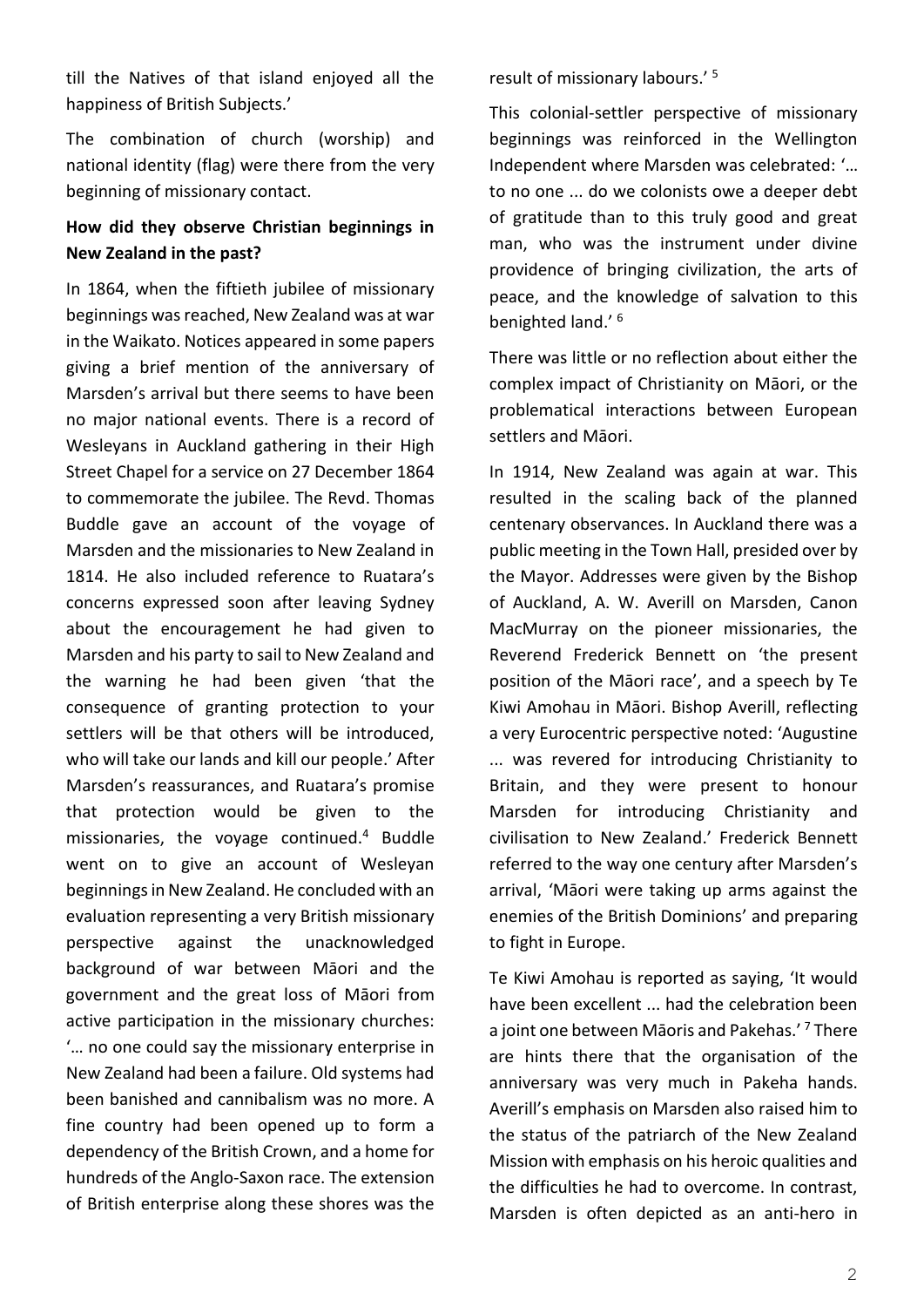till the Natives of that island enjoyed all the happiness of British Subjects.'

The combination of church (worship) and national identity (flag) were there from the very beginning of missionary contact.

**How did they observe Christian beginnings in New Zealand in the past?**

In 1864, when the fiftieth jubilee of missionary beginnings was reached, New Zealand was at war in the Waikato. Notices appeared in some papers giving a brief mention of the anniversary of Marsden's arrival but there seems to have been no major national events. There is a record of Wesleyans in Auckland gathering in their High Street Chapel for a service on 27 December 1864 to commemorate the jubilee. The Revd. Thomas Buddle gave an account of the voyage of Marsden and the missionaries to New Zealand in 1814. He also included reference to Ruatara's concerns expressed soon after leaving Sydney about the encouragement he had given to Marsden and his party to sail to New Zealand and the warning he had been given 'that the consequence of granting protection to your settlers will be that others will be introduced, who will take our lands and kill our people.' After Marsden's reassurances, and Ruatara's promise that protection would be given to the missionaries, the voyage continued.[4] Buddle went on to give an account of Wesleyan beginnings in New Zealand. He concluded with an evaluation representing a very British missionary perspective against the unacknowledged background of war between Māori and the government and the great loss of Māori from active participation in the missionary churches: '… no one could say the missionary enterprise in New Zealand had been a failure. Old systems had been banished and cannibalism was no more. A fine country had been opened up to form a dependency of the British Crown, and a home for hundreds of the Anglo-Saxon race. The extension of British enterprise along these shores was the result of missionary labours.' [5]

This colonial-settler perspective of missionary beginnings was reinforced in the Wellington Independent where Marsden was celebrated: '… to no one ... do we colonists owe a deeper debt of gratitude than to this truly good and great man, who was the instrument under divine providence of bringing civilization, the arts of peace, and the knowledge of salvation to this benighted land.' [6]

There was little or no reflection about either the complex impact of Christianity on Māori, or the problematical interactions between European settlers and Māori.

In 1914, New Zealand was again at war. This resulted in the scaling back of the planned centenary observances. In Auckland there was a public meeting in the Town Hall, presided over by the Mayor. Addresses were given by the Bishop of Auckland, A. W. Averill on Marsden, Canon MacMurray on the pioneer missionaries, the Reverend Frederick Bennett on 'the present position of the Māori race', and a speech by Te Kiwi Amohau in Māori. Bishop Averill, reflecting a very Eurocentric perspective noted: 'Augustine ... was revered for introducing Christianity to Britain, and they were present to honour Marsden for introducing Christianity and civilisation to New Zealand.' Frederick Bennett referred to the way one century after Marsden's arrival, 'Māori were taking up arms against the enemies of the British Dominions' and preparing to fight in Europe.

Te Kiwi Amohau is reported as saying, 'It would have been excellent ... had the celebration been a joint one between Māoris and Pakehas.' [7] There are hints there that the organisation of the anniversary was very much in Pakeha hands. Averill's emphasis on Marsden also raised him to the status of the patriarch of the New Zealand Mission with emphasis on his heroic qualities and the difficulties he had to overcome. In contrast, Marsden is often depicted as an anti-hero in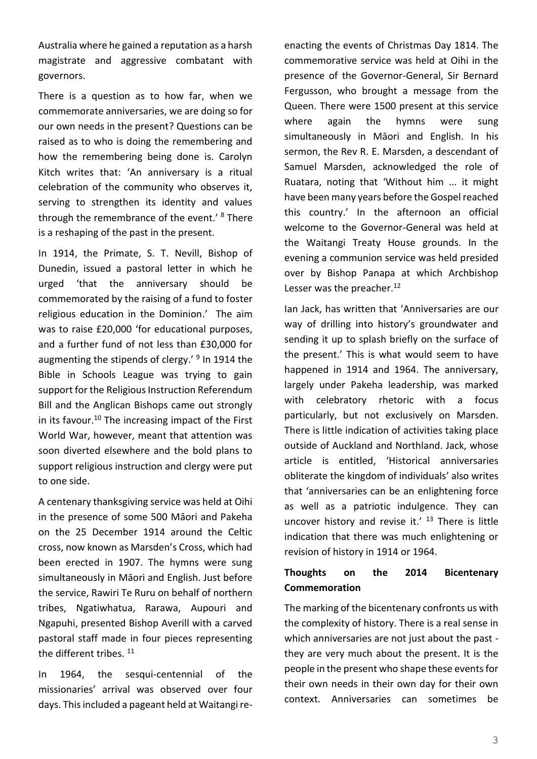Australia where he gained a reputation as a harsh magistrate and aggressive combatant with governors.

There is a question as to how far, when we commemorate anniversaries, we are doing so for our own needs in the present? Questions can be raised as to who is doing the remembering and how the remembering being done is. Carolyn Kitch writes that: 'An anniversary is a ritual celebration of the community who observes it, serving to strengthen its identity and values through the remembrance of the event.' [8] There is a reshaping of the past in the present.

In 1914, the Primate, S. T. Nevill, Bishop of Dunedin, issued a pastoral letter in which he urged 'that the anniversary should be commemorated by the raising of a fund to foster religious education in the Dominion.' The aim was to raise £20,000 'for educational purposes, and a further fund of not less than £30,000 for augmenting the stipends of clergy.' [9] In 1914 the Bible in Schools League was trying to gain support for the Religious Instruction Referendum Bill and the Anglican Bishops came out strongly in its favour.[10] The increasing impact of the First World War, however, meant that attention was soon diverted elsewhere and the bold plans to support religious instruction and clergy were put to one side.

A centenary thanksgiving service was held at Oihi in the presence of some 500 Māori and Pakeha on the 25 December 1914 around the Celtic cross, now known as Marsden's Cross, which had been erected in 1907. The hymns were sung simultaneously in Māori and English. Just before the service, Rawiri Te Ruru on behalf of northern tribes, Ngatiwhatua, Rarawa, Aupouri and Ngapuhi, presented Bishop Averill with a carved pastoral staff made in four pieces representing the different tribes. [11]

In 1964, the sesqui-centennial of the missionaries' arrival was observed over four days. This included a pageant held at Waitangi re-enacting the events of Christmas Day 1814. The commemorative service was held at Oihi in the presence of the Governor-General, Sir Bernard Fergusson, who brought a message from the Queen. There were 1500 present at this service where again the hymns were sung simultaneously in Māori and English. In his sermon, the Rev R. E. Marsden, a descendant of Samuel Marsden, acknowledged the role of Ruatara, noting that 'Without him ... it might have been many years before the Gospel reached this country.' In the afternoon an official welcome to the Governor-General was held at the Waitangi Treaty House grounds. In the evening a communion service was held presided over by Bishop Panapa at which Archbishop Lesser was the preacher.[12]

Ian Jack, has written that 'Anniversaries are our way of drilling into history's groundwater and sending it up to splash briefly on the surface of the present.' This is what would seem to have happened in 1914 and 1964. The anniversary, largely under Pakeha leadership, was marked with celebratory rhetoric with a focus particularly, but not exclusively on Marsden. There is little indication of activities taking place outside of Auckland and Northland. Jack, whose article is entitled, 'Historical anniversaries obliterate the kingdom of individuals' also writes that 'anniversaries can be an enlightening force as well as a patriotic indulgence. They can uncover history and revise it.' [13] There is little indication that there was much enlightening or revision of history in 1914 or 1964.

## Thoughts on the 2014 Bicentenary Commemoration

The marking of the bicentenary confronts us with the complexity of history. There is a real sense in which anniversaries are not just about the past - they are very much about the present. It is the people in the present who shape these events for their own needs in their own day for their own context. Anniversaries can sometimes be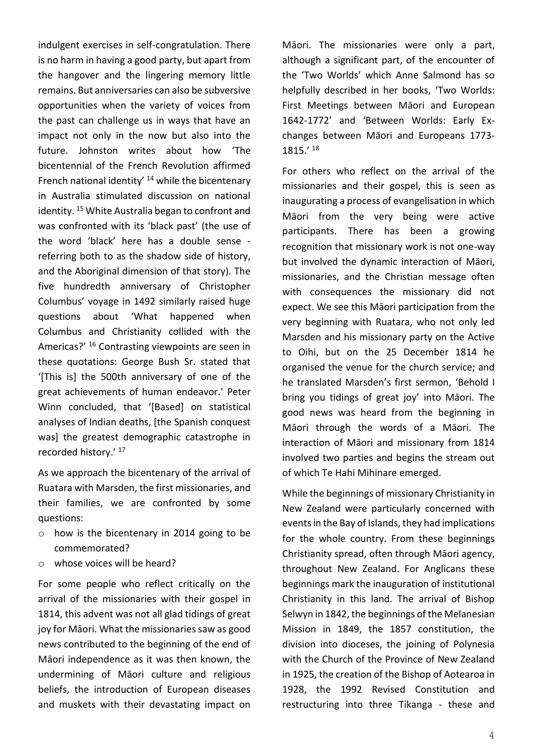indulgent exercises in self-congratulation. There is no harm in having a good party, but apart from the hangover and the lingering memory little remains. But anniversaries can also be subversive opportunities when the variety of voices from the past can challenge us in ways that have an impact not only in the now but also into the future. Johnston writes about how 'The bicentennial of the French Revolution affirmed French national identity' [14] while the bicentenary in Australia stimulated discussion on national identity. [15] White Australia began to confront and was confronted with its 'black past' (the use of the word 'black' here has a double sense - referring both to as the shadow side of history, and the Aboriginal dimension of that story). The five hundredth anniversary of Christopher Columbus' voyage in 1492 similarly raised huge questions about 'What happened when Columbus and Christianity collided with the Americas?' [16] Contrasting viewpoints are seen in these quotations: George Bush Sr. stated that '[This is] the 500th anniversary of one of the great achievements of human endeavor.' Peter Winn concluded, that '[Based] on statistical analyses of Indian deaths, [the Spanish conquest was] the greatest demographic catastrophe in recorded history.' [17]

As we approach the bicentenary of the arrival of Ruatara with Marsden, the first missionaries, and their families, we are confronted by some questions:

- how is the bicentenary in 2014 going to be commemorated?
- whose voices will be heard?

For some people who reflect critically on the arrival of the missionaries with their gospel in 1814, this advent was not all glad tidings of great joy for Māori. What the missionaries saw as good news contributed to the beginning of the end of Māori independence as it was then known, the undermining of Māori culture and religious beliefs, the introduction of European diseases and muskets with their devastating impact on Māori. The missionaries were only a part, although a significant part, of the encounter of the 'Two Worlds' which Anne Salmond has so helpfully described in her books, 'Two Worlds: First Meetings between Māori and European 1642-1772' and 'Between Worlds: Early Exchanges between Māori and Europeans 1773-1815.' [18]

For others who reflect on the arrival of the missionaries and their gospel, this is seen as inaugurating a process of evangelisation in which Māori from the very being were active participants. There has been a growing recognition that missionary work is not one-way but involved the dynamic interaction of Māori, missionaries, and the Christian message often with consequences the missionary did not expect. We see this Māori participation from the very beginning with Ruatara, who not only led Marsden and his missionary party on the Active to Oihi, but on the 25 December 1814 he organised the venue for the church service; and he translated Marsden's first sermon, 'Behold I bring you tidings of great joy' into Māori. The good news was heard from the beginning in Māori through the words of a Māori. The interaction of Māori and missionary from 1814 involved two parties and begins the stream out of which Te Hahi Mihinare emerged.

While the beginnings of missionary Christianity in New Zealand were particularly concerned with events in the Bay of Islands, they had implications for the whole country. From these beginnings Christianity spread, often through Māori agency, throughout New Zealand. For Anglicans these beginnings mark the inauguration of institutional Christianity in this land. The arrival of Bishop Selwyn in 1842, the beginnings of the Melanesian Mission in 1849, the 1857 constitution, the division into dioceses, the joining of Polynesia with the Church of the Province of New Zealand in 1925, the creation of the Bishop of Aotearoa in 1928, the 1992 Revised Constitution and restructuring into three Tikanga - these and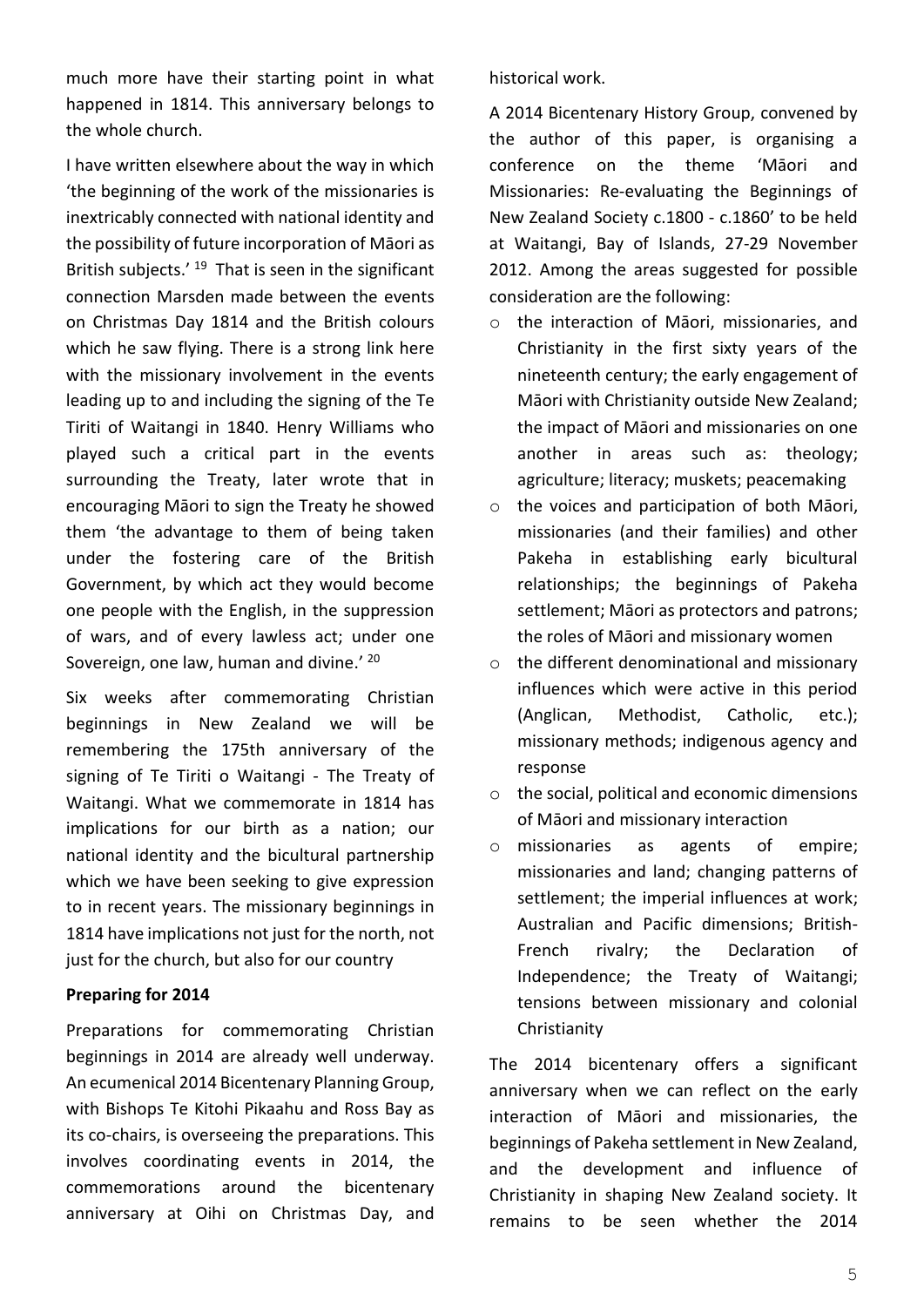much more have their starting point in what happened in 1814. This anniversary belongs to the whole church.

I have written elsewhere about the way in which 'the beginning of the work of the missionaries is inextricably connected with national identity and the possibility of future incorporation of Māori as British subjects.' [19] That is seen in the significant connection Marsden made between the events on Christmas Day 1814 and the British colours which he saw flying. There is a strong link here with the missionary involvement in the events leading up to and including the signing of the Te Tiriti of Waitangi in 1840. Henry Williams who played such a critical part in the events surrounding the Treaty, later wrote that in encouraging Māori to sign the Treaty he showed them 'the advantage to them of being taken under the fostering care of the British Government, by which act they would become one people with the English, in the suppression of wars, and of every lawless act; under one Sovereign, one law, human and divine.' [20]

Six weeks after commemorating Christian beginnings in New Zealand we will be remembering the 175th anniversary of the signing of Te Tiriti o Waitangi - The Treaty of Waitangi. What we commemorate in 1814 has implications for our birth as a nation; our national identity and the bicultural partnership which we have been seeking to give expression to in recent years. The missionary beginnings in 1814 have implications not just for the north, not just for the church, but also for our country

**Preparing for 2014**

Preparations for commemorating Christian beginnings in 2014 are already well underway. An ecumenical 2014 Bicentenary Planning Group, with Bishops Te Kitohi Pikaahu and Ross Bay as its co-chairs, is overseeing the preparations. This involves coordinating events in 2014, the commemorations around the bicentenary anniversary at Oihi on Christmas Day, and historical work.

A 2014 Bicentenary History Group, convened by the author of this paper, is organising a conference on the theme 'Māori and Missionaries: Re-evaluating the Beginnings of New Zealand Society c.1800 - c.1860' to be held at Waitangi, Bay of Islands, 27-29 November 2012. Among the areas suggested for possible consideration are the following:

- the interaction of Māori, missionaries, and Christianity in the first sixty years of the nineteenth century; the early engagement of Māori with Christianity outside New Zealand; the impact of Māori and missionaries on one another in areas such as: theology; agriculture; literacy; muskets; peacemaking
- the voices and participation of both Māori, missionaries (and their families) and other Pakeha in establishing early bicultural relationships; the beginnings of Pakeha settlement; Māori as protectors and patrons; the roles of Māori and missionary women
- the different denominational and missionary influences which were active in this period (Anglican, Methodist, Catholic, etc.); missionary methods; indigenous agency and response
- the social, political and economic dimensions of Māori and missionary interaction
- missionaries as agents of empire; missionaries and land; changing patterns of settlement; the imperial influences at work; Australian and Pacific dimensions; British-French rivalry; the Declaration of Independence; the Treaty of Waitangi; tensions between missionary and colonial Christianity

The 2014 bicentenary offers a significant anniversary when we can reflect on the early interaction of Māori and missionaries, the beginnings of Pakeha settlement in New Zealand, and the development and influence of Christianity in shaping New Zealand society. It remains to be seen whether the 2014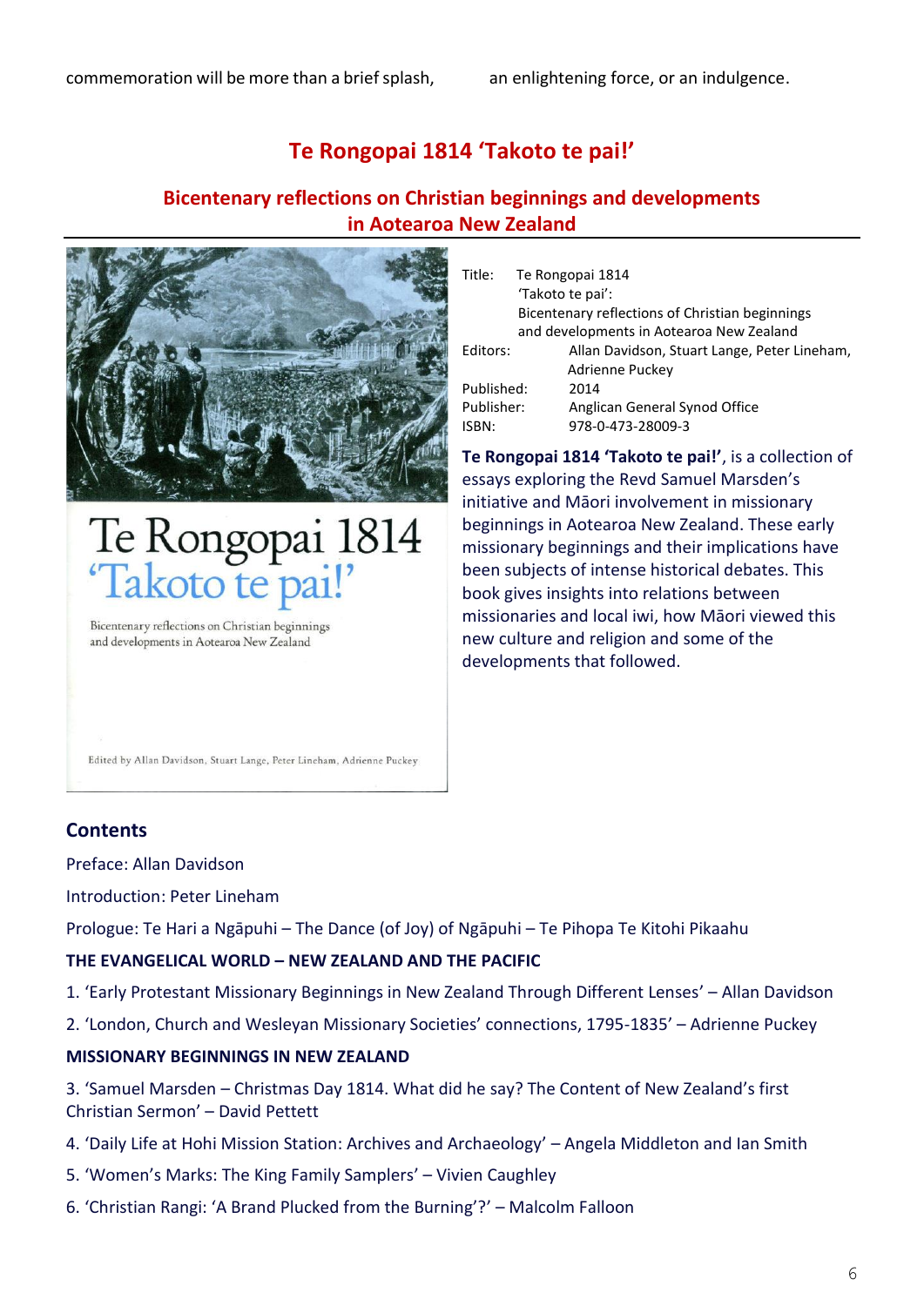commemoration will be more than a brief splash, an enlightening force, or an indulgence.

## Te Rongopai 1814 'Takoto te pai!'

### Bicentenary reflections on Christian beginnings and developments in Aotearoa New Zealand

Title: Te Rongopai 1814 'Takoto te pai': Bicentenary reflections of Christian beginnings and developments in Aotearoa New Zealand
Editors: Allan Davidson, Stuart Lange, Peter Lineham, Adrienne Puckey
Published: 2014
Publisher: Anglican General Synod Office
ISBN: 978-0-473-28009-3

**Te Rongopai 1814 'Takoto te pai!'**, is a collection of essays exploring the Revd Samuel Marsden's initiative and Māori involvement in missionary beginnings in Aotearoa New Zealand. These early missionary beginnings and their implications have been subjects of intense historical debates. This book gives insights into relations between missionaries and local iwi, how Māori viewed this new culture and religion and some of the developments that followed.

### Contents

Preface: Allan Davidson

Introduction: Peter Lineham

Prologue: Te Hari a Ngāpuhi – The Dance (of Joy) of Ngāpuhi – Te Pihopa Te Kitohi Pikaahu

**THE EVANGELICAL WORLD – NEW ZEALAND AND THE PACIFIC**

1. 'Early Protestant Missionary Beginnings in New Zealand Through Different Lenses' – Allan Davidson
2. 'London, Church and Wesleyan Missionary Societies' connections, 1795-1835' – Adrienne Puckey

**MISSIONARY BEGINNINGS IN NEW ZEALAND**

3. 'Samuel Marsden – Christmas Day 1814. What did he say? The Content of New Zealand's first Christian Sermon' – David Pettett
4. 'Daily Life at Hohi Mission Station: Archives and Archaeology' – Angela Middleton and Ian Smith
5. 'Women's Marks: The King Family Samplers' – Vivien Caughley
6. 'Christian Rangi: 'A Brand Plucked from the Burning'?' – Malcolm Falloon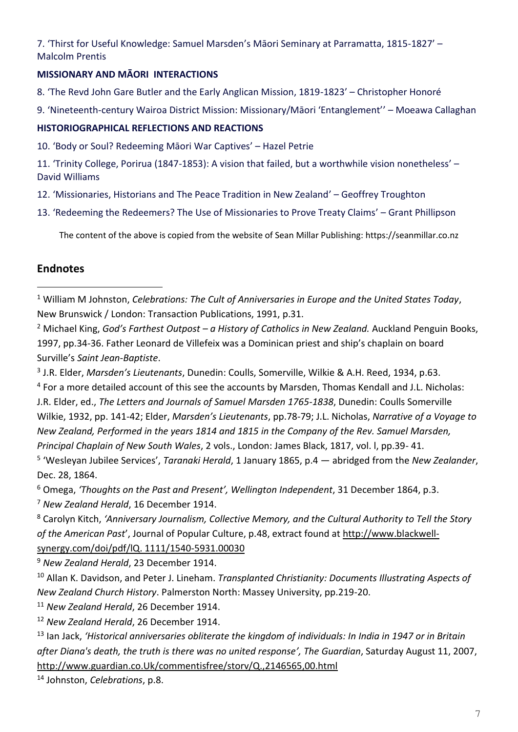7. 'Thirst for Useful Knowledge: Samuel Marsden's Māori Seminary at Parramatta, 1815-1827' – Malcolm Prentis

**MISSIONARY AND MĀORI INTERACTIONS**

8. 'The Revd John Gare Butler and the Early Anglican Mission, 1819-1823' – Christopher Honoré

9. 'Nineteenth-century Wairoa District Mission: Missionary/Māori 'Entanglement'' – Moeawa Callaghan

**HISTORIOGRAPHICAL REFLECTIONS AND REACTIONS**

10. 'Body or Soul? Redeeming Māori War Captives' – Hazel Petrie

11. 'Trinity College, Porirua (1847-1853): A vision that failed, but a worthwhile vision nonetheless' – David Williams

12. 'Missionaries, Historians and The Peace Tradition in New Zealand' – Geoffrey Troughton

13. 'Redeeming the Redeemers? The Use of Missionaries to Prove Treaty Claims' – Grant Phillipson

The content of the above is copied from the website of Sean Millar Publishing: https://seanmillar.co.nz

## Endnotes

[1] William M Johnston, *Celebrations: The Cult of Anniversaries in Europe and the United States Today*, New Brunswick / London: Transaction Publications, 1991, p.31.

[2] Michael King, *God's Farthest Outpost – a History of Catholics in New Zealand.* Auckland Penguin Books, 1997, pp.34-36. Father Leonard de Villefeix was a Dominican priest and ship's chaplain on board Surville's *Saint Jean-Baptiste*.

[3] J.R. Elder, *Marsden's Lieutenants*, Dunedin: Coulls, Somerville, Wilkie & A.H. Reed, 1934, p.63.

[4] For a more detailed account of this see the accounts by Marsden, Thomas Kendall and J.L. Nicholas: J.R. Elder, ed., *The Letters and Journals of Samuel Marsden 1765-1838*, Dunedin: Coulls Somerville Wilkie, 1932, pp. 141-42; Elder, *Marsden's Lieutenants*, pp.78-79; J.L. Nicholas, *Narrative of a Voyage to New Zealand, Performed in the years 1814 and 1815 in the Company of the Rev. Samuel Marsden, Principal Chaplain of New South Wales*, 2 vols., London: James Black, 1817, vol. l, pp.39- 41.

[5] 'Wesleyan Jubilee Services', *Taranaki Herald*, 1 January 1865, p.4 — abridged from the *New Zealander*, Dec. 28, 1864.

[6] Omega, *'Thoughts on the Past and Present', Wellington Independent*, 31 December 1864, p.3.

[7] *New Zealand Herald*, 16 December 1914.

[8] Carolyn Kitch, *'Anniversary Journalism, Collective Memory, and the Cultural Authority to Tell the Story of the American Past*', Journal of Popular Culture, p.48, extract found at http://www.blackwell-synergy.com/doi/pdf/lQ. 1111/1540-5931.00030

[9] *New Zealand Herald*, 23 December 1914.

[10] Allan K. Davidson, and Peter J. Lineham. *Transplanted Christianity: Documents Illustrating Aspects of New Zealand Church History*. Palmerston North: Massey University, pp.219-20.

[11] *New Zealand Herald*, 26 December 1914.

[12] *New Zealand Herald*, 26 December 1914.

[13] Ian Jack, *'Historical anniversaries obliterate the kingdom of individuals: In India in 1947 or in Britain after Diana's death, the truth is there was no united response', The Guardian*, Saturday August 11, 2007, http://www.guardian.co.Uk/commentisfree/storv/Q.,2146565,00.html

[14] Johnston, *Celebrations*, p.8.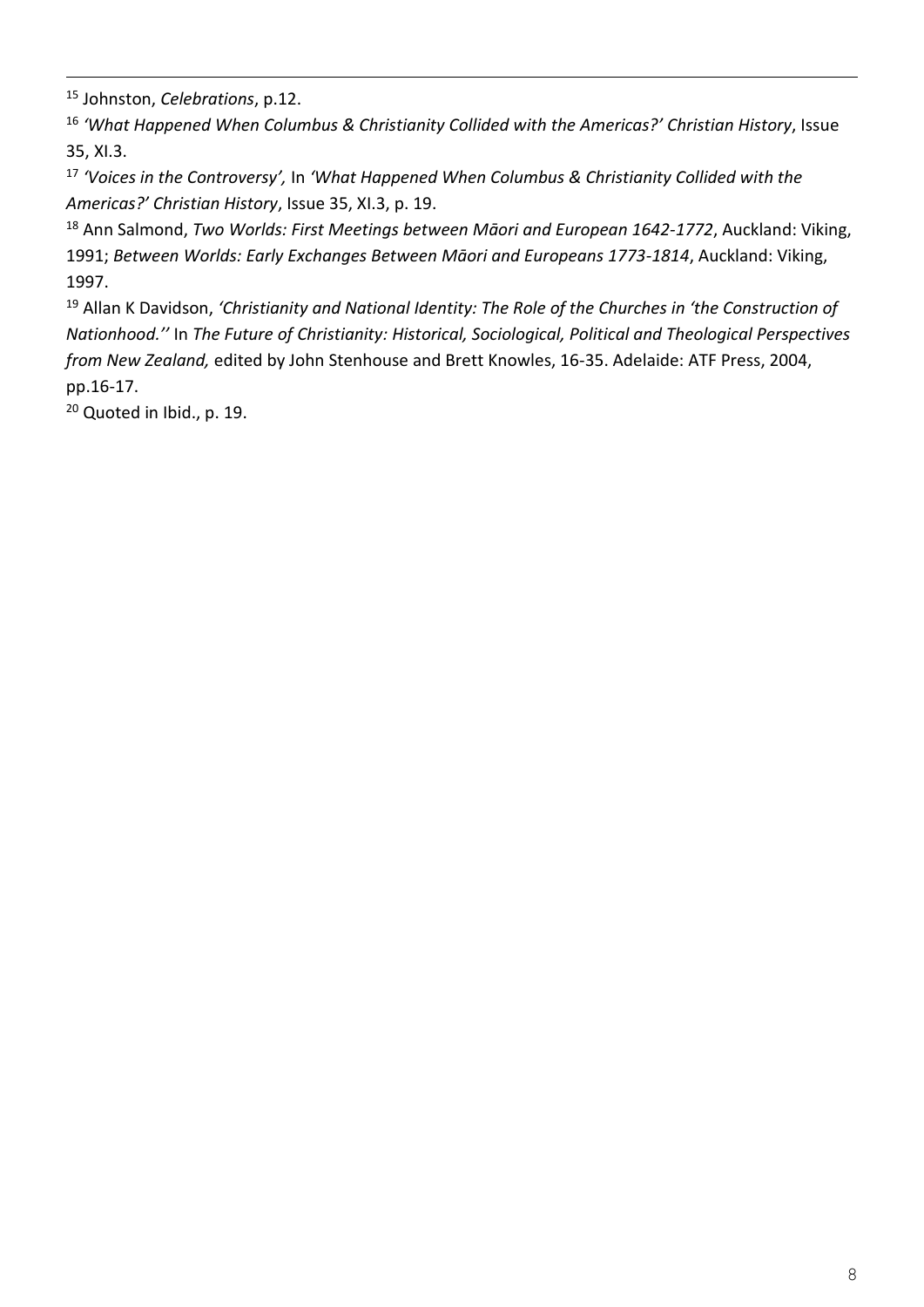[15] Johnston, *Celebrations*, p.12.

[16] *'What Happened When Columbus & Christianity Collided with the Americas?' Christian History*, Issue 35, XI.3.

[17] *'Voices in the Controversy',* In *'What Happened When Columbus & Christianity Collided with the Americas?' Christian History*, Issue 35, XI.3, p. 19.

[18] Ann Salmond, *Two Worlds: First Meetings between Māori and European 1642-1772*, Auckland: Viking, 1991; *Between Worlds: Early Exchanges Between Māori and Europeans 1773-1814*, Auckland: Viking, 1997.

[19] Allan K Davidson, *'Christianity and National Identity: The Role of the Churches in 'the Construction of Nationhood.''* In *The Future of Christianity: Historical, Sociological, Political and Theological Perspectives from New Zealand,* edited by John Stenhouse and Brett Knowles, 16-35. Adelaide: ATF Press, 2004, pp.16-17.

[20] Quoted in Ibid., p. 19.